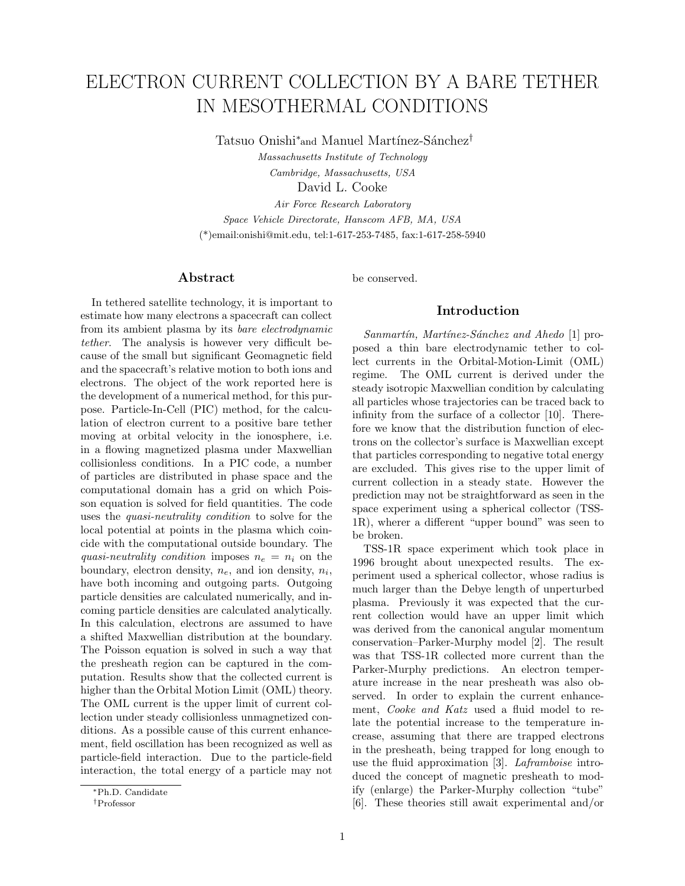# ELECTRON CURRENT COLLECTION BY A BARE TETHER IN MESOTHERMAL CONDITIONS

Tatsuo Onishi* and Manuel Martínez-Sánchez†

*Massachusetts Institute of Technology*

*Cambridge, Massachusetts, USA*

David L. Cooke

*Air Force Research Laboratory*

*Space Vehicle Directorate, Hanscom AFB, MA, USA*

(*)email:onishi@mit.edu, tel:1-617-253-7485, fax:1-617-258-5940

## Abstract

In tethered satellite technology, it is important to estimate how many electrons a spacecraft can collect from its ambient plasma by its *bare electrodynamic tether*. The analysis is however very difficult because of the small but significant Geomagnetic field and the spacecraft's relative motion to both ions and electrons. The object of the work reported here is the development of a numerical method, for this purpose. Particle-In-Cell (PIC) method, for the calculation of electron current to a positive bare tether moving at orbital velocity in the ionosphere, i.e. in a flowing magnetized plasma under Maxwellian collisionless conditions. In a PIC code, a number of particles are distributed in phase space and the computational domain has a grid on which Poisson equation is solved for field quantities. The code uses the *quasi-neutrality condition* to solve for the local potential at points in the plasma which coincide with the computational outside boundary. The *quasi-neutrality condition* imposes $n_e = n_i$ on the boundary, electron density, $n_e$, and ion density, $n_i$, have both incoming and outgoing parts. Outgoing particle densities are calculated numerically, and incoming particle densities are calculated analytically. In this calculation, electrons are assumed to have a shifted Maxwellian distribution at the boundary. The Poisson equation is solved in such a way that the presheath region can be captured in the computation. Results show that the collected current is higher than the Orbital Motion Limit (OML) theory. The OML current is the upper limit of current collection under steady collisionless unmagnetized conditions. As a possible cause of this current enhancement, field oscillation has been recognized as well as particle-field interaction. Due to the particle-field interaction, the total energy of a particle may not be conserved.

## Introduction

*Sanmartín, Martínez-Sánchez and Ahedo* [1] proposed a thin bare electrodynamic tether to collect currents in the Orbital-Motion-Limit (OML) regime. The OML current is derived under the steady isotropic Maxwellian condition by calculating all particles whose trajectories can be traced back to infinity from the surface of a collector [10]. Therefore we know that the distribution function of electrons on the collector's surface is Maxwellian except that particles corresponding to negative total energy are excluded. This gives rise to the upper limit of current collection in a steady state. However the prediction may not be straightforward as seen in the space experiment using a spherical collector (TSS-1R), wherer a different "upper bound" was seen to be broken.

TSS-1R space experiment which took place in 1996 brought about unexpected results. The experiment used a spherical collector, whose radius is much larger than the Debye length of unperturbed plasma. Previously it was expected that the current collection would have an upper limit which was derived from the canonical angular momentum conservation–Parker-Murphy model [2]. The result was that TSS-1R collected more current than the Parker-Murphy predictions. An electron temperature increase in the near presheath was also observed. In order to explain the current enhancement, *Cooke and Katz* used a fluid model to relate the potential increase to the temperature increase, assuming that there are trapped electrons in the presheath, being trapped for long enough to use the fluid approximation [3]. *Laframboise* introduced the concept of magnetic presheath to modify (enlarge) the Parker-Murphy collection "tube" [6]. These theories still await experimental and/or

*Ph.D. Candidate

†Professor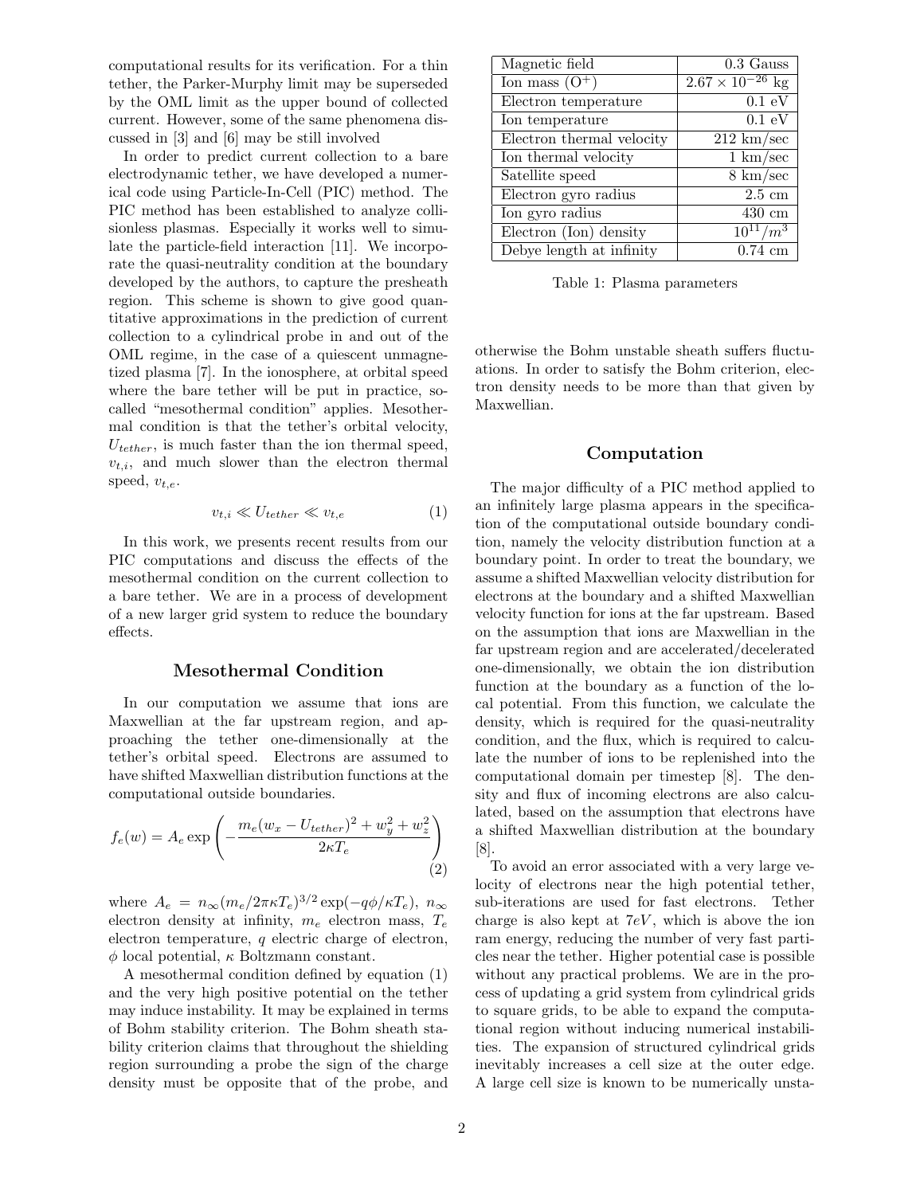computational results for its verification. For a thin tether, the Parker-Murphy limit may be superseded by the OML limit as the upper bound of collected current. However, some of the same phenomena discussed in [3] and [6] may be still involved

In order to predict current collection to a bare electrodynamic tether, we have developed a numerical code using Particle-In-Cell (PIC) method. The PIC method has been established to analyze collisionless plasmas. Especially it works well to simulate the particle-field interaction [11]. We incorporate the quasi-neutrality condition at the boundary developed by the authors, to capture the presheath region. This scheme is shown to give good quantitative approximations in the prediction of current collection to a cylindrical probe in and out of the OML regime, in the case of a quiescent unmagnetized plasma [7]. In the ionosphere, at orbital speed where the bare tether will be put in practice, so-called "mesothermal condition" applies. Mesothermal condition is that the tether's orbital velocity, $U_{tether}$, is much faster than the ion thermal speed, $v_{t,i}$, and much slower than the electron thermal speed, $v_{t,e}$.

$$v_{t,i} \ll U_{tether} \ll v_{t,e} \tag{1}$$

In this work, we presents recent results from our PIC computations and discuss the effects of the mesothermal condition on the current collection to a bare tether. We are in a process of development of a new larger grid system to reduce the boundary effects.

## Mesothermal Condition

In our computation we assume that ions are Maxwellian at the far upstream region, and approaching the tether one-dimensionally at the tether's orbital speed. Electrons are assumed to have shifted Maxwellian distribution functions at the computational outside boundaries.

$$f_e(w) = A_e \exp\left(-\frac{m_e(w_x - U_{tether})^2 + w_y^2 + w_z^2}{2\kappa T_e}\right) \tag{2}$$

where $A_e = n_\infty(m_e/2\pi\kappa T_e)^{3/2}\exp(-q\phi/\kappa T_e)$, $n_\infty$ electron density at infinity, $m_e$ electron mass, $T_e$ electron temperature, $q$ electric charge of electron, $\phi$ local potential, $\kappa$ Boltzmann constant.

A mesothermal condition defined by equation (1) and the very high positive potential on the tether may induce instability. It may be explained in terms of Bohm stability criterion. The Bohm sheath stability criterion claims that throughout the shielding region surrounding a probe the sign of the charge density must be opposite that of the probe, and otherwise the Bohm unstable sheath suffers fluctuations. In order to satisfy the Bohm criterion, electron density needs to be more than that given by Maxwellian.

| Parameter | Value |
|---|---|
| Magnetic field | 0.3 Gauss |
| Ion mass ($O^+$) | $2.67 \times 10^{-26}$ kg |
| Electron temperature | 0.1 eV |
| Ion temperature | 0.1 eV |
| Electron thermal velocity | 212 km/sec |
| Ion thermal velocity | 1 km/sec |
| Satellite speed | 8 km/sec |
| Electron gyro radius | 2.5 cm |
| Ion gyro radius | 430 cm |
| Electron (Ion) density | $10^{11}/m^3$ |
| Debye length at infinity | 0.74 cm |

Table 1: Plasma parameters

## Computation

The major difficulty of a PIC method applied to an infinitely large plasma appears in the specification of the computational outside boundary condition, namely the velocity distribution function at a boundary point. In order to treat the boundary, we assume a shifted Maxwellian velocity distribution for electrons at the boundary and a shifted Maxwellian velocity function for ions at the far upstream. Based on the assumption that ions are Maxwellian in the far upstream region and are accelerated/decelerated one-dimensionally, we obtain the ion distribution function at the boundary as a function of the local potential. From this function, we calculate the density, which is required for the quasi-neutrality condition, and the flux, which is required to calculate the number of ions to be replenished into the computational domain per timestep [8]. The density and flux of incoming electrons are also calculated, based on the assumption that electrons have a shifted Maxwellian distribution at the boundary [8].

To avoid an error associated with a very large velocity of electrons near the high potential tether, sub-iterations are used for fast electrons. Tether charge is also kept at $7eV$, which is above the ion ram energy, reducing the number of very fast particles near the tether. Higher potential case is possible without any practical problems. We are in the process of updating a grid system from cylindrical grids to square grids, to be able to expand the computational region without inducing numerical instabilities. The expansion of structured cylindrical grids inevitably increases a cell size at the outer edge. A large cell size is known to be numerically unsta-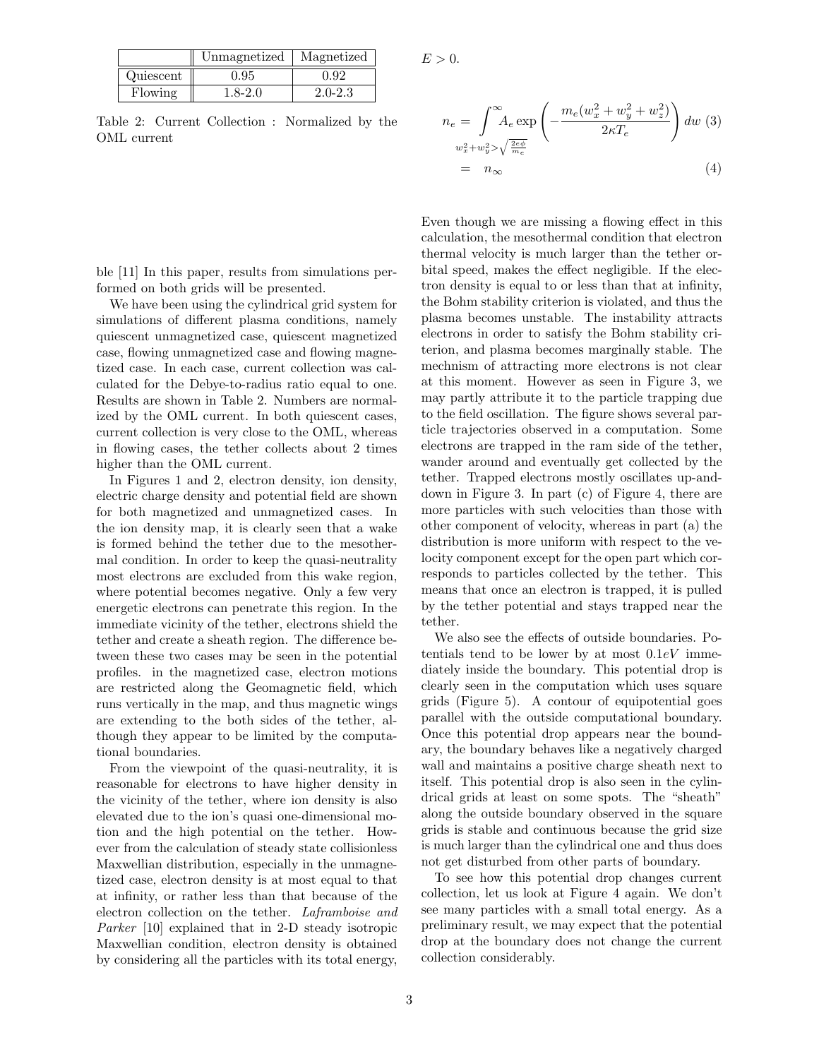| | Unmagnetized | Magnetized |
|---|---|---|
| Quiescent | 0.95 | 0.92 |
| Flowing | 1.8-2.0 | 2.0-2.3 |

Table 2: Current Collection : Normalized by the OML current

ble [11] In this paper, results from simulations performed on both grids will be presented.

We have been using the cylindrical grid system for simulations of different plasma conditions, namely quiescent unmagnetized case, quiescent magnetized case, flowing unmagnetized case and flowing magnetized case. In each case, current collection was calculated for the Debye-to-radius ratio equal to one. Results are shown in Table 2. Numbers are normalized by the OML current. In both quiescent cases, current collection is very close to the OML, whereas in flowing cases, the tether collects about 2 times higher than the OML current.

In Figures 1 and 2, electron density, ion density, electric charge density and potential field are shown for both magnetized and unmagnetized cases. In the ion density map, it is clearly seen that a wake is formed behind the tether due to the mesothermal condition. In order to keep the quasi-neutrality most electrons are excluded from this wake region, where potential becomes negative. Only a few very energetic electrons can penetrate this region. In the immediate vicinity of the tether, electrons shield the tether and create a sheath region. The difference between these two cases may be seen in the potential profiles. in the magnetized case, electron motions are restricted along the Geomagnetic field, which runs vertically in the map, and thus magnetic wings are extending to the both sides of the tether, although they appear to be limited by the computational boundaries.

From the viewpoint of the quasi-neutrality, it is reasonable for electrons to have higher density in the vicinity of the tether, where ion density is also elevated due to the ion's quasi one-dimensional motion and the high potential on the tether. However from the calculation of steady state collisionless Maxwellian distribution, especially in the unmagnetized case, electron density is at most equal to that at infinity, or rather less than that because of the electron collection on the tether. *Laframboise and Parker* [10] explained that in 2-D steady isotropic Maxwellian condition, electron density is obtained by considering all the particles with its total energy, $E > 0$.

$$
\begin{aligned}
n_e &= \int_{w_x^2+w_y^2>\sqrt{\frac{2e\phi}{m_e}}}^{\infty} A_e \exp\left(-\frac{m_e(w_x^2+w_y^2+w_z^2)}{2\kappa T_e}\right) dw \quad (3)\\
&= n_\infty \quad (4)
\end{aligned}
$$

Even though we are missing a flowing effect in this calculation, the mesothermal condition that electron thermal velocity is much larger than the tether orbital speed, makes the effect negligible. If the electron density is equal to or less than that at infinity, the Bohm stability criterion is violated, and thus the plasma becomes unstable. The instability attracts electrons in order to satisfy the Bohm stability criterion, and plasma becomes marginally stable. The mechnism of attracting more electrons is not clear at this moment. However as seen in Figure 3, we may partly attribute it to the particle trapping due to the field oscillation. The figure shows several particle trajectories observed in a computation. Some electrons are trapped in the ram side of the tether, wander around and eventually get collected by the tether. Trapped electrons mostly oscillates up-and-down in Figure 3. In part (c) of Figure 4, there are more particles with such velocities than those with other component of velocity, whereas in part (a) the distribution is more uniform with respect to the velocity component except for the open part which corresponds to particles collected by the tether. This means that once an electron is trapped, it is pulled by the tether potential and stays trapped near the tether.

We also see the effects of outside boundaries. Potentials tend to be lower by at most $0.1eV$ immediately inside the boundary. This potential drop is clearly seen in the computation which uses square grids (Figure 5). A contour of equipotential goes parallel with the outside computational boundary. Once this potential drop appears near the boundary, the boundary behaves like a negatively charged wall and maintains a positive charge sheath next to itself. This potential drop is also seen in the cylindrical grids at least on some spots. The "sheath" along the outside boundary observed in the square grids is stable and continuous because the grid size is much larger than the cylindrical one and thus does not get disturbed from other parts of boundary.

To see how this potential drop changes current collection, let us look at Figure 4 again. We don't see many particles with a small total energy. As a preliminary result, we may expect that the potential drop at the boundary does not change the current collection considerably.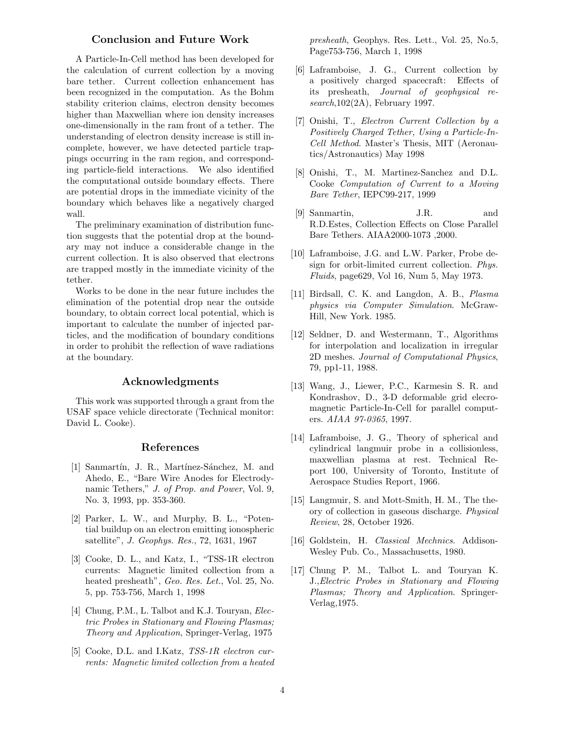## Conclusion and Future Work

A Particle-In-Cell method has been developed for the calculation of current collection by a moving bare tether. Current collection enhancement has been recognized in the computation. As the Bohm stability criterion claims, electron density becomes higher than Maxwellian where ion density increases one-dimensionally in the ram front of a tether. The understanding of electron density increase is still incomplete, however, we have detected particle trappings occurring in the ram region, and corresponding particle-field interactions. We also identified the computational outside boundary effects. There are potential drops in the immediate vicinity of the boundary which behaves like a negatively charged wall.

The preliminary examination of distribution function suggests that the potential drop at the boundary may not induce a considerable change in the current collection. It is also observed that electrons are trapped mostly in the immediate vicinity of the tether.

Works to be done in the near future includes the elimination of the potential drop near the outside boundary, to obtain correct local potential, which is important to calculate the number of injected particles, and the modification of boundary conditions in order to prohibit the reflection of wave radiations at the boundary.

## Acknowledgments

This work was supported through a grant from the USAF space vehicle directorate (Technical monitor: David L. Cooke).

## References

[1] Sanmartín, J. R., Martínez-Sánchez, M. and Ahedo, E., "Bare Wire Anodes for Electrodynamic Tethers," *J. of Prop. and Power*, Vol. 9, No. 3, 1993, pp. 353-360.

[2] Parker, L. W., and Murphy, B. L., "Potential buildup on an electron emitting ionospheric satellite", *J. Geophys. Res.*, 72, 1631, 1967

[3] Cooke, D. L., and Katz, I., "TSS-1R electron currents: Magnetic limited collection from a heated presheath", *Geo. Res. Let.*, Vol. 25, No. 5, pp. 753-756, March 1, 1998

[4] Chung, P.M., L. Talbot and K.J. Touryan, *Electric Probes in Stationary and Flowing Plasmas; Theory and Application*, Springer-Verlag, 1975

[5] Cooke, D.L. and I.Katz, *TSS-1R electron currents: Magnetic limited collection from a heated presheath*, Geophys. Res. Lett., Vol. 25, No.5, Page753-756, March 1, 1998

[6] Laframboise, J. G., Current collection by a positively charged spacecraft: Effects of its presheath, *Journal of geophysical research*,102(2A), February 1997.

[7] Onishi, T., *Electron Current Collection by a Positively Charged Tether, Using a Particle-In-Cell Method*. Master's Thesis, MIT (Aeronautics/Astronautics) May 1998

[8] Onishi, T., M. Martinez-Sanchez and D.L. Cooke *Computation of Current to a Moving Bare Tether*, IEPC99-217, 1999

[9] Sanmartin, J.R. and R.D.Estes, Collection Effects on Close Parallel Bare Tethers. AIAA2000-1073 ,2000.

[10] Laframboise, J.G. and L.W. Parker, Probe design for orbit-limited current collection. *Phys. Fluids*, page629, Vol 16, Num 5, May 1973.

[11] Birdsall, C. K. and Langdon, A. B., *Plasma physics via Computer Simulation*. McGraw-Hill, New York. 1985.

[12] Seldner, D. and Westermann, T., Algorithms for interpolation and localization in irregular 2D meshes. *Journal of Computational Physics*, 79, pp1-11, 1988.

[13] Wang, J., Liewer, P.C., Karmesin S. R. and Kondrashov, D., 3-D deformable grid elecromagnetic Particle-In-Cell for parallel computers. *AIAA 97-0365*, 1997.

[14] Laframboise, J. G., Theory of spherical and cylindrical langmuir probe in a collisionless, maxwellian plasma at rest. Technical Report 100, University of Toronto, Institute of Aerospace Studies Report, 1966.

[15] Langmuir, S. and Mott-Smith, H. M., The theory of collection in gaseous discharge. *Physical Review*, 28, October 1926.

[16] Goldstein, H. *Classical Mechnics*. Addison-Wesley Pub. Co., Massachusetts, 1980.

[17] Chung P. M., Talbot L. and Touryan K. J.,*Electric Probes in Stationary and Flowing Plasmas; Theory and Application*. Springer-Verlag,1975.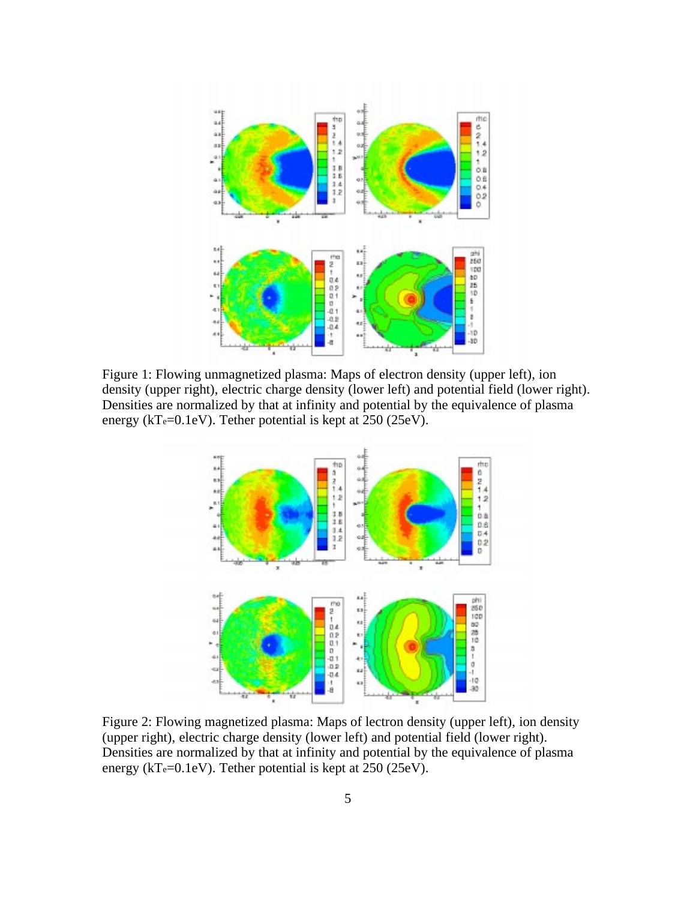Figure 1: Flowing unmagnetized plasma: Maps of electron density (upper left), ion density (upper right), electric charge density (lower left) and potential field (lower right). Densities are normalized by that at infinity and potential by the equivalence of plasma energy ($kT_e$=0.1eV). Tether potential is kept at 250 (25eV).

Figure 2: Flowing magnetized plasma: Maps of lectron density (upper left), ion density (upper right), electric charge density (lower left) and potential field (lower right). Densities are normalized by that at infinity and potential by the equivalence of plasma energy ($kT_e$=0.1eV). Tether potential is kept at 250 (25eV).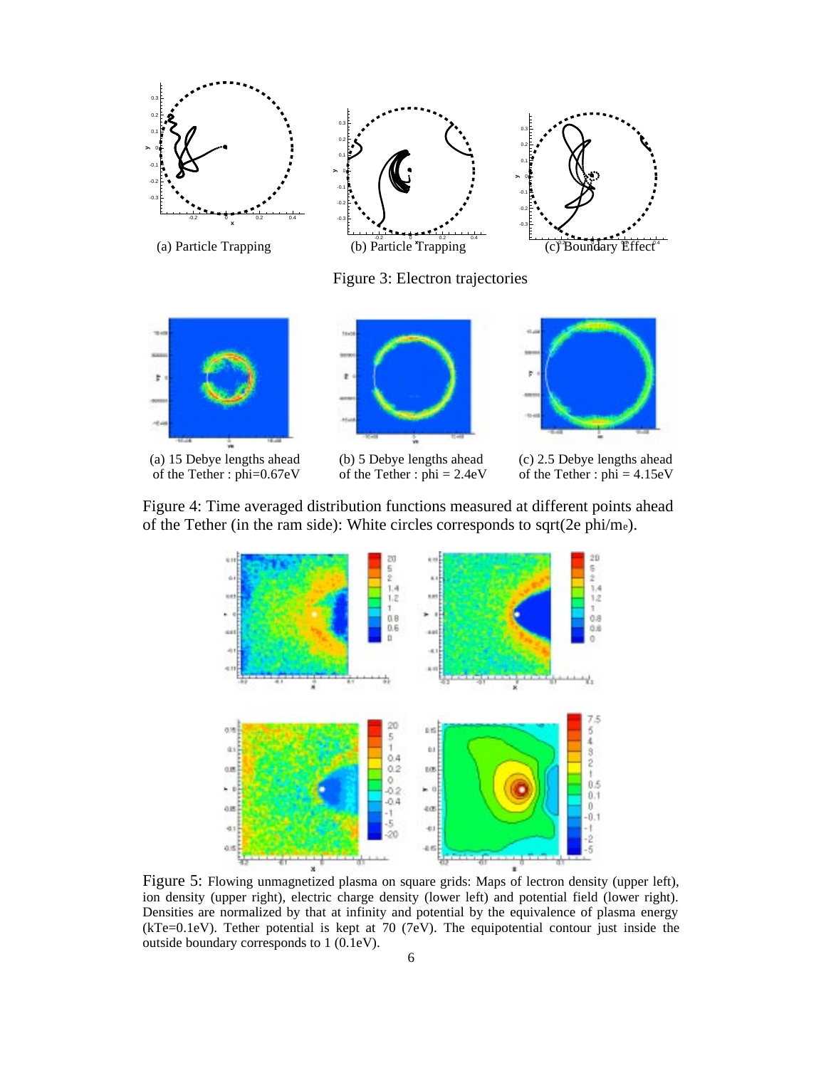(a) Particle Trapping

(b) Particle Trapping

(c) Boundary Effect

Figure 3: Electron trajectories

(a) 15 Debye lengths ahead of the Tether : phi=0.67eV

(b) 5 Debye lengths ahead of the Tether : phi = 2.4eV

(c) 2.5 Debye lengths ahead of the Tether : phi = 4.15eV

Figure 4: Time averaged distribution functions measured at different points ahead of the Tether (in the ram side): White circles corresponds to sqrt(2e phi/$m_e$).

Figure 5: Flowing unmagnetized plasma on square grids: Maps of lectron density (upper left), ion density (upper right), electric charge density (lower left) and potential field (lower right). Densities are normalized by that at infinity and potential by the equivalence of plasma energy (kTe=0.1eV). Tether potential is kept at 70 (7eV). The equipotential contour just inside the outside boundary corresponds to 1 (0.1eV).